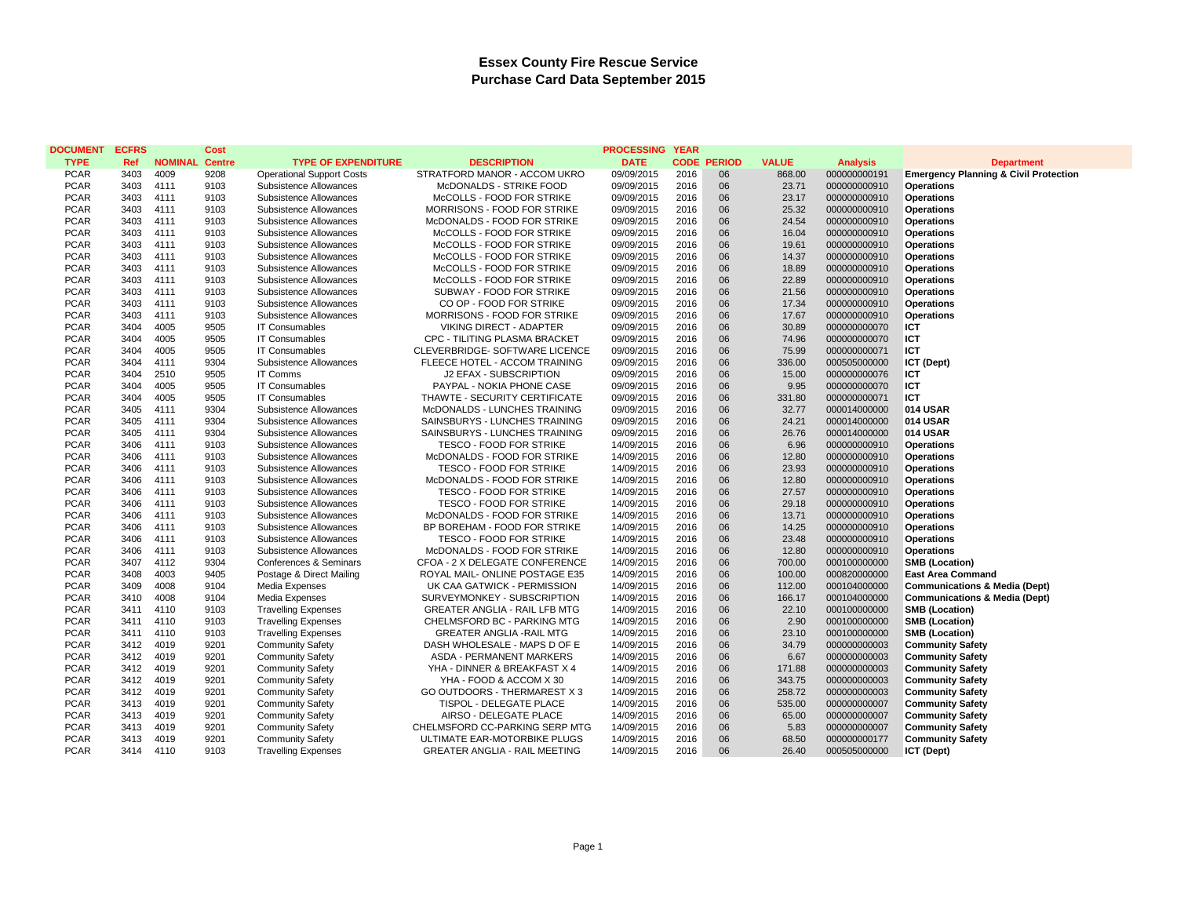# Essex County Fire Rescue Service
## Purchase Card Data September 2015

| DOCUMENT TYPE | ECFRS Ref | NOMINAL | Cost Centre | TYPE OF EXPENDITURE | DESCRIPTION | PROCESSING DATE | YEAR CODE | PERIOD | VALUE | Analysis | Department |
|---|---|---|---|---|---|---|---|---|---|---|---|
| PCAR | 3403 | 4009 | 9208 | Operational Support Costs | STRATFORD MANOR - ACCOM UKRO | 09/09/2015 | 2016 | 06 | 868.00 | 000000000191 | **Emergency Planning & Civil Protection** |
| PCAR | 3403 | 4111 | 9103 | Subsistence Allowances | McDONALDS - STRIKE FOOD | 09/09/2015 | 2016 | 06 | 23.71 | 000000000910 | **Operations** |
| PCAR | 3403 | 4111 | 9103 | Subsistence Allowances | McCOLLS - FOOD FOR STRIKE | 09/09/2015 | 2016 | 06 | 23.17 | 000000000910 | **Operations** |
| PCAR | 3403 | 4111 | 9103 | Subsistence Allowances | MORRISONS - FOOD FOR STRIKE | 09/09/2015 | 2016 | 06 | 25.32 | 000000000910 | **Operations** |
| PCAR | 3403 | 4111 | 9103 | Subsistence Allowances | McDONALDS - FOOD FOR STRIKE | 09/09/2015 | 2016 | 06 | 24.54 | 000000000910 | **Operations** |
| PCAR | 3403 | 4111 | 9103 | Subsistence Allowances | McCOLLS - FOOD FOR STRIKE | 09/09/2015 | 2016 | 06 | 16.04 | 000000000910 | **Operations** |
| PCAR | 3403 | 4111 | 9103 | Subsistence Allowances | McCOLLS - FOOD FOR STRIKE | 09/09/2015 | 2016 | 06 | 19.61 | 000000000910 | **Operations** |
| PCAR | 3403 | 4111 | 9103 | Subsistence Allowances | McCOLLS - FOOD FOR STRIKE | 09/09/2015 | 2016 | 06 | 14.37 | 000000000910 | **Operations** |
| PCAR | 3403 | 4111 | 9103 | Subsistence Allowances | McCOLLS - FOOD FOR STRIKE | 09/09/2015 | 2016 | 06 | 18.89 | 000000000910 | **Operations** |
| PCAR | 3403 | 4111 | 9103 | Subsistence Allowances | McCOLLS - FOOD FOR STRIKE | 09/09/2015 | 2016 | 06 | 22.89 | 000000000910 | **Operations** |
| PCAR | 3403 | 4111 | 9103 | Subsistence Allowances | SUBWAY - FOOD FOR STRIKE | 09/09/2015 | 2016 | 06 | 21.56 | 000000000910 | **Operations** |
| PCAR | 3403 | 4111 | 9103 | Subsistence Allowances | CO OP - FOOD FOR STRIKE | 09/09/2015 | 2016 | 06 | 17.34 | 000000000910 | **Operations** |
| PCAR | 3403 | 4111 | 9103 | Subsistence Allowances | MORRISONS - FOOD FOR STRIKE | 09/09/2015 | 2016 | 06 | 17.67 | 000000000910 | **Operations** |
| PCAR | 3404 | 4005 | 9505 | IT Consumables | VIKING DIRECT - ADAPTER | 09/09/2015 | 2016 | 06 | 30.89 | 000000000070 | **ICT** |
| PCAR | 3404 | 4005 | 9505 | IT Consumables | CPC - TILITING PLASMA BRACKET | 09/09/2015 | 2016 | 06 | 74.96 | 000000000070 | **ICT** |
| PCAR | 3404 | 4005 | 9505 | IT Consumables | CLEVERBRIDGE- SOFTWARE LICENCE | 09/09/2015 | 2016 | 06 | 75.99 | 000000000071 | **ICT** |
| PCAR | 3404 | 4111 | 9304 | Subsistence Allowances | FLEECE HOTEL - ACCOM TRAINING | 09/09/2015 | 2016 | 06 | 336.00 | 000505000000 | **ICT (Dept)** |
| PCAR | 3404 | 2510 | 9505 | IT Comms | J2 EFAX - SUBSCRIPTION | 09/09/2015 | 2016 | 06 | 15.00 | 000000000076 | **ICT** |
| PCAR | 3404 | 4005 | 9505 | IT Consumables | PAYPAL - NOKIA PHONE CASE | 09/09/2015 | 2016 | 06 | 9.95 | 000000000070 | **ICT** |
| PCAR | 3404 | 4005 | 9505 | IT Consumables | THAWTE - SECURITY CERTIFICATE | 09/09/2015 | 2016 | 06 | 331.80 | 000000000071 | **ICT** |
| PCAR | 3405 | 4111 | 9304 | Subsistence Allowances | McDONALDS - LUNCHES TRAINING | 09/09/2015 | 2016 | 06 | 32.77 | 000014000000 | **014 USAR** |
| PCAR | 3405 | 4111 | 9304 | Subsistence Allowances | SAINSBURYS - LUNCHES TRAINING | 09/09/2015 | 2016 | 06 | 24.21 | 000014000000 | **014 USAR** |
| PCAR | 3405 | 4111 | 9304 | Subsistence Allowances | SAINSBURYS - LUNCHES TRAINING | 09/09/2015 | 2016 | 06 | 26.76 | 000014000000 | **014 USAR** |
| PCAR | 3406 | 4111 | 9103 | Subsistence Allowances | TESCO - FOOD FOR STRIKE | 14/09/2015 | 2016 | 06 | 6.96 | 000000000910 | **Operations** |
| PCAR | 3406 | 4111 | 9103 | Subsistence Allowances | McDONALDS - FOOD FOR STRIKE | 14/09/2015 | 2016 | 06 | 12.80 | 000000000910 | **Operations** |
| PCAR | 3406 | 4111 | 9103 | Subsistence Allowances | TESCO - FOOD FOR STRIKE | 14/09/2015 | 2016 | 06 | 23.93 | 000000000910 | **Operations** |
| PCAR | 3406 | 4111 | 9103 | Subsistence Allowances | McDONALDS - FOOD FOR STRIKE | 14/09/2015 | 2016 | 06 | 12.80 | 000000000910 | **Operations** |
| PCAR | 3406 | 4111 | 9103 | Subsistence Allowances | TESCO - FOOD FOR STRIKE | 14/09/2015 | 2016 | 06 | 27.57 | 000000000910 | **Operations** |
| PCAR | 3406 | 4111 | 9103 | Subsistence Allowances | TESCO - FOOD FOR STRIKE | 14/09/2015 | 2016 | 06 | 29.18 | 000000000910 | **Operations** |
| PCAR | 3406 | 4111 | 9103 | Subsistence Allowances | McDONALDS - FOOD FOR STRIKE | 14/09/2015 | 2016 | 06 | 13.71 | 000000000910 | **Operations** |
| PCAR | 3406 | 4111 | 9103 | Subsistence Allowances | BP BOREHAM - FOOD FOR STRIKE | 14/09/2015 | 2016 | 06 | 14.25 | 000000000910 | **Operations** |
| PCAR | 3406 | 4111 | 9103 | Subsistence Allowances | TESCO - FOOD FOR STRIKE | 14/09/2015 | 2016 | 06 | 23.48 | 000000000910 | **Operations** |
| PCAR | 3406 | 4111 | 9103 | Subsistence Allowances | McDONALDS - FOOD FOR STRIKE | 14/09/2015 | 2016 | 06 | 12.80 | 000000000910 | **Operations** |
| PCAR | 3407 | 4112 | 9304 | Conferences & Seminars | CFOA - 2 X DELEGATE CONFERENCE | 14/09/2015 | 2016 | 06 | 700.00 | 000100000000 | **SMB (Location)** |
| PCAR | 3408 | 4003 | 9405 | Postage & Direct Mailing | ROYAL MAIL- ONLINE POSTAGE E35 | 14/09/2015 | 2016 | 06 | 100.00 | 000820000000 | **East Area Command** |
| PCAR | 3409 | 4008 | 9104 | Media Expenses | UK CAA GATWICK - PERMISSION | 14/09/2015 | 2016 | 06 | 112.00 | 000104000000 | **Communications & Media (Dept)** |
| PCAR | 3410 | 4008 | 9104 | Media Expenses | SURVEYMONKEY - SUBSCRIPTION | 14/09/2015 | 2016 | 06 | 166.17 | 000104000000 | **Communications & Media (Dept)** |
| PCAR | 3411 | 4110 | 9103 | Travelling Expenses | GREATER ANGLIA - RAIL LFB MTG | 14/09/2015 | 2016 | 06 | 22.10 | 000100000000 | **SMB (Location)** |
| PCAR | 3411 | 4110 | 9103 | Travelling Expenses | CHELMSFORD BC - PARKING MTG | 14/09/2015 | 2016 | 06 | 2.90 | 000100000000 | **SMB (Location)** |
| PCAR | 3411 | 4110 | 9103 | Travelling Expenses | GREATER ANGLIA -RAIL MTG | 14/09/2015 | 2016 | 06 | 23.10 | 000100000000 | **SMB (Location)** |
| PCAR | 3412 | 4019 | 9201 | Community Safety | DASH WHOLESALE - MAPS D OF E | 14/09/2015 | 2016 | 06 | 34.79 | 000000000003 | **Community Safety** |
| PCAR | 3412 | 4019 | 9201 | Community Safety | ASDA - PERMANENT MARKERS | 14/09/2015 | 2016 | 06 | 6.67 | 000000000003 | **Community Safety** |
| PCAR | 3412 | 4019 | 9201 | Community Safety | YHA - DINNER & BREAKFAST X 4 | 14/09/2015 | 2016 | 06 | 171.88 | 000000000003 | **Community Safety** |
| PCAR | 3412 | 4019 | 9201 | Community Safety | YHA - FOOD & ACCOM X 30 | 14/09/2015 | 2016 | 06 | 343.75 | 000000000003 | **Community Safety** |
| PCAR | 3412 | 4019 | 9201 | Community Safety | GO OUTDOORS - THERMAREST X 3 | 14/09/2015 | 2016 | 06 | 258.72 | 000000000003 | **Community Safety** |
| PCAR | 3413 | 4019 | 9201 | Community Safety | TISPOL - DELEGATE PLACE | 14/09/2015 | 2016 | 06 | 535.00 | 000000000007 | **Community Safety** |
| PCAR | 3413 | 4019 | 9201 | Community Safety | AIRSO - DELEGATE PLACE | 14/09/2015 | 2016 | 06 | 65.00 | 000000000007 | **Community Safety** |
| PCAR | 3413 | 4019 | 9201 | Community Safety | CHELMSFORD CC-PARKING SERP MTG | 14/09/2015 | 2016 | 06 | 5.83 | 000000000007 | **Community Safety** |
| PCAR | 3413 | 4019 | 9201 | Community Safety | ULTIMATE EAR-MOTORBIKE PLUGS | 14/09/2015 | 2016 | 06 | 68.50 | 000000000177 | **Community Safety** |
| PCAR | 3414 | 4110 | 9103 | Travelling Expenses | GREATER ANGLIA - RAIL MEETING | 14/09/2015 | 2016 | 06 | 26.40 | 000505000000 | **ICT (Dept)** |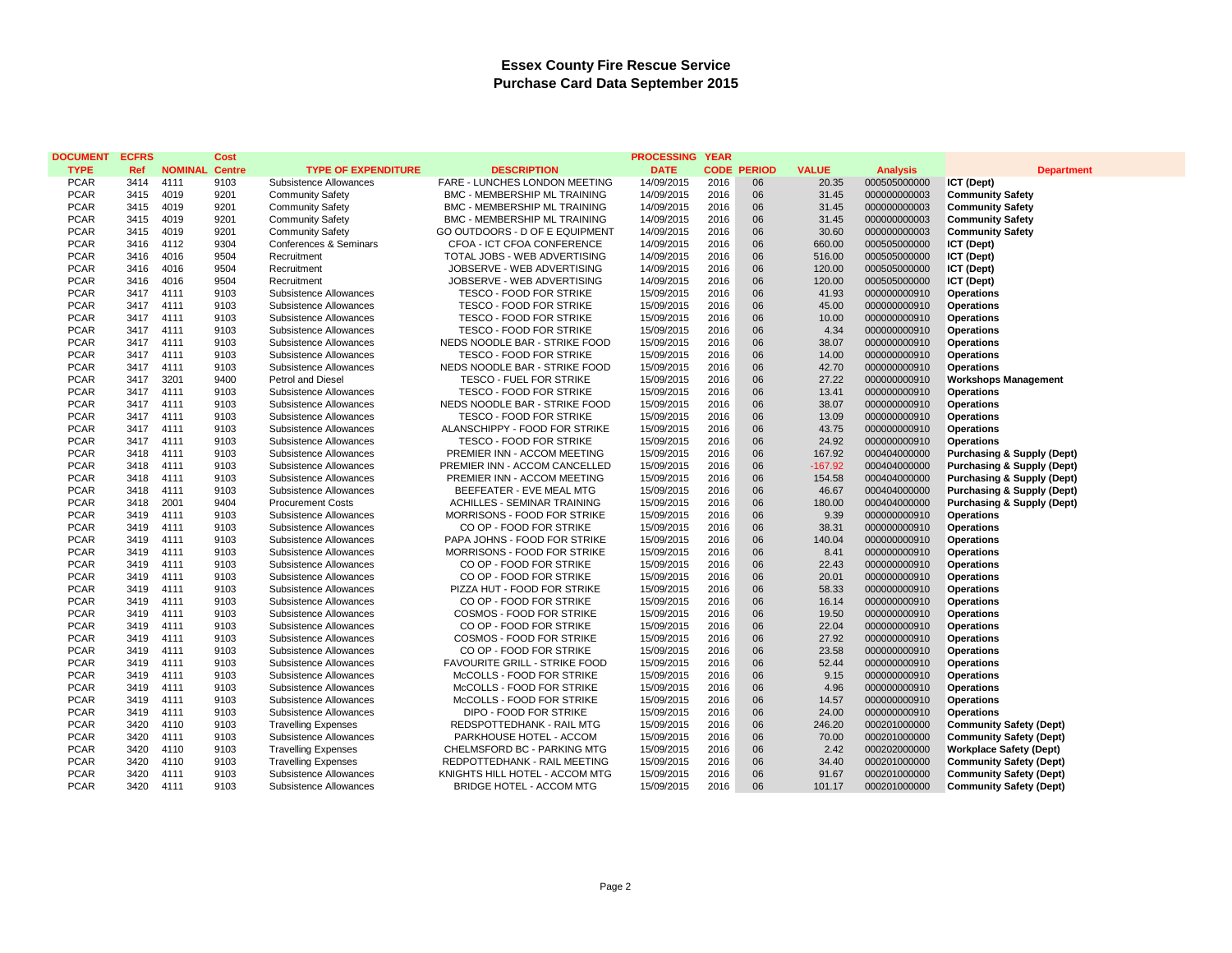# Essex County Fire Rescue Service
## Purchase Card Data September 2015

| DOCUMENT TYPE | ECFRS Ref | NOMINAL | Cost Centre | TYPE OF EXPENDITURE | DESCRIPTION | PROCESSING DATE | YEAR CODE | PERIOD | VALUE | Analysis | Department |
|---|---|---|---|---|---|---|---|---|---|---|---|
| PCAR | 3414 | 4111 | 9103 | Subsistence Allowances | FARE - LUNCHES LONDON MEETING | 14/09/2015 | 2016 | 06 | 20.35 | 000505000000 | **ICT (Dept)** |
| PCAR | 3415 | 4019 | 9201 | Community Safety | BMC - MEMBERSHIP ML TRAINING | 14/09/2015 | 2016 | 06 | 31.45 | 000000000003 | **Community Safety** |
| PCAR | 3415 | 4019 | 9201 | Community Safety | BMC - MEMBERSHIP ML TRAINING | 14/09/2015 | 2016 | 06 | 31.45 | 000000000003 | **Community Safety** |
| PCAR | 3415 | 4019 | 9201 | Community Safety | BMC - MEMBERSHIP ML TRAINING | 14/09/2015 | 2016 | 06 | 31.45 | 000000000003 | **Community Safety** |
| PCAR | 3415 | 4019 | 9201 | Community Safety | GO OUTDOORS - D OF E EQUIPMENT | 14/09/2015 | 2016 | 06 | 30.60 | 000000000003 | **Community Safety** |
| PCAR | 3416 | 4112 | 9304 | Conferences & Seminars | CFOA - ICT CFOA CONFERENCE | 14/09/2015 | 2016 | 06 | 660.00 | 000505000000 | **ICT (Dept)** |
| PCAR | 3416 | 4016 | 9504 | Recruitment | TOTAL JOBS - WEB ADVERTISING | 14/09/2015 | 2016 | 06 | 516.00 | 000505000000 | **ICT (Dept)** |
| PCAR | 3416 | 4016 | 9504 | Recruitment | JOBSERVE - WEB ADVERTISING | 14/09/2015 | 2016 | 06 | 120.00 | 000505000000 | **ICT (Dept)** |
| PCAR | 3416 | 4016 | 9504 | Recruitment | JOBSERVE - WEB ADVERTISING | 14/09/2015 | 2016 | 06 | 120.00 | 000505000000 | **ICT (Dept)** |
| PCAR | 3417 | 4111 | 9103 | Subsistence Allowances | TESCO - FOOD FOR STRIKE | 15/09/2015 | 2016 | 06 | 41.93 | 000000000910 | **Operations** |
| PCAR | 3417 | 4111 | 9103 | Subsistence Allowances | TESCO - FOOD FOR STRIKE | 15/09/2015 | 2016 | 06 | 45.00 | 000000000910 | **Operations** |
| PCAR | 3417 | 4111 | 9103 | Subsistence Allowances | TESCO - FOOD FOR STRIKE | 15/09/2015 | 2016 | 06 | 10.00 | 000000000910 | **Operations** |
| PCAR | 3417 | 4111 | 9103 | Subsistence Allowances | TESCO - FOOD FOR STRIKE | 15/09/2015 | 2016 | 06 | 4.34 | 000000000910 | **Operations** |
| PCAR | 3417 | 4111 | 9103 | Subsistence Allowances | NEDS NOODLE BAR - STRIKE FOOD | 15/09/2015 | 2016 | 06 | 38.07 | 000000000910 | **Operations** |
| PCAR | 3417 | 4111 | 9103 | Subsistence Allowances | TESCO - FOOD FOR STRIKE | 15/09/2015 | 2016 | 06 | 14.00 | 000000000910 | **Operations** |
| PCAR | 3417 | 4111 | 9103 | Subsistence Allowances | NEDS NOODLE BAR - STRIKE FOOD | 15/09/2015 | 2016 | 06 | 42.70 | 000000000910 | **Operations** |
| PCAR | 3417 | 3201 | 9400 | Petrol and Diesel | TESCO - FUEL FOR STRIKE | 15/09/2015 | 2016 | 06 | 27.22 | 000000000910 | **Workshops Management** |
| PCAR | 3417 | 4111 | 9103 | Subsistence Allowances | TESCO - FOOD FOR STRIKE | 15/09/2015 | 2016 | 06 | 13.41 | 000000000910 | **Operations** |
| PCAR | 3417 | 4111 | 9103 | Subsistence Allowances | NEDS NOODLE BAR - STRIKE FOOD | 15/09/2015 | 2016 | 06 | 38.07 | 000000000910 | **Operations** |
| PCAR | 3417 | 4111 | 9103 | Subsistence Allowances | TESCO - FOOD FOR STRIKE | 15/09/2015 | 2016 | 06 | 13.09 | 000000000910 | **Operations** |
| PCAR | 3417 | 4111 | 9103 | Subsistence Allowances | ALANSCHIPPY - FOOD FOR STRIKE | 15/09/2015 | 2016 | 06 | 43.75 | 000000000910 | **Operations** |
| PCAR | 3417 | 4111 | 9103 | Subsistence Allowances | TESCO - FOOD FOR STRIKE | 15/09/2015 | 2016 | 06 | 24.92 | 000000000910 | **Operations** |
| PCAR | 3418 | 4111 | 9103 | Subsistence Allowances | PREMIER INN - ACCOM MEETING | 15/09/2015 | 2016 | 06 | 167.92 | 000404000000 | **Purchasing & Supply (Dept)** |
| PCAR | 3418 | 4111 | 9103 | Subsistence Allowances | PREMIER INN - ACCOM CANCELLED | 15/09/2015 | 2016 | 06 | -167.92 | 000404000000 | **Purchasing & Supply (Dept)** |
| PCAR | 3418 | 4111 | 9103 | Subsistence Allowances | PREMIER INN - ACCOM MEETING | 15/09/2015 | 2016 | 06 | 154.58 | 000404000000 | **Purchasing & Supply (Dept)** |
| PCAR | 3418 | 4111 | 9103 | Subsistence Allowances | BEEFEATER - EVE MEAL MTG | 15/09/2015 | 2016 | 06 | 46.67 | 000404000000 | **Purchasing & Supply (Dept)** |
| PCAR | 3418 | 2001 | 9404 | Procurement Costs | ACHILLES - SEMINAR TRAINING | 15/09/2015 | 2016 | 06 | 180.00 | 000404000000 | **Purchasing & Supply (Dept)** |
| PCAR | 3419 | 4111 | 9103 | Subsistence Allowances | MORRISONS - FOOD FOR STRIKE | 15/09/2015 | 2016 | 06 | 9.39 | 000000000910 | **Operations** |
| PCAR | 3419 | 4111 | 9103 | Subsistence Allowances | CO OP - FOOD FOR STRIKE | 15/09/2015 | 2016 | 06 | 38.31 | 000000000910 | **Operations** |
| PCAR | 3419 | 4111 | 9103 | Subsistence Allowances | PAPA JOHNS - FOOD FOR STRIKE | 15/09/2015 | 2016 | 06 | 140.04 | 000000000910 | **Operations** |
| PCAR | 3419 | 4111 | 9103 | Subsistence Allowances | MORRISONS - FOOD FOR STRIKE | 15/09/2015 | 2016 | 06 | 8.41 | 000000000910 | **Operations** |
| PCAR | 3419 | 4111 | 9103 | Subsistence Allowances | CO OP - FOOD FOR STRIKE | 15/09/2015 | 2016 | 06 | 22.43 | 000000000910 | **Operations** |
| PCAR | 3419 | 4111 | 9103 | Subsistence Allowances | CO OP - FOOD FOR STRIKE | 15/09/2015 | 2016 | 06 | 20.01 | 000000000910 | **Operations** |
| PCAR | 3419 | 4111 | 9103 | Subsistence Allowances | PIZZA HUT - FOOD FOR STRIKE | 15/09/2015 | 2016 | 06 | 58.33 | 000000000910 | **Operations** |
| PCAR | 3419 | 4111 | 9103 | Subsistence Allowances | CO OP - FOOD FOR STRIKE | 15/09/2015 | 2016 | 06 | 16.14 | 000000000910 | **Operations** |
| PCAR | 3419 | 4111 | 9103 | Subsistence Allowances | COSMOS - FOOD FOR STRIKE | 15/09/2015 | 2016 | 06 | 19.50 | 000000000910 | **Operations** |
| PCAR | 3419 | 4111 | 9103 | Subsistence Allowances | CO OP - FOOD FOR STRIKE | 15/09/2015 | 2016 | 06 | 22.04 | 000000000910 | **Operations** |
| PCAR | 3419 | 4111 | 9103 | Subsistence Allowances | COSMOS - FOOD FOR STRIKE | 15/09/2015 | 2016 | 06 | 27.92 | 000000000910 | **Operations** |
| PCAR | 3419 | 4111 | 9103 | Subsistence Allowances | CO OP - FOOD FOR STRIKE | 15/09/2015 | 2016 | 06 | 23.58 | 000000000910 | **Operations** |
| PCAR | 3419 | 4111 | 9103 | Subsistence Allowances | FAVOURITE GRILL - STRIKE FOOD | 15/09/2015 | 2016 | 06 | 52.44 | 000000000910 | **Operations** |
| PCAR | 3419 | 4111 | 9103 | Subsistence Allowances | McCOLLS - FOOD FOR STRIKE | 15/09/2015 | 2016 | 06 | 9.15 | 000000000910 | **Operations** |
| PCAR | 3419 | 4111 | 9103 | Subsistence Allowances | McCOLLS - FOOD FOR STRIKE | 15/09/2015 | 2016 | 06 | 4.96 | 000000000910 | **Operations** |
| PCAR | 3419 | 4111 | 9103 | Subsistence Allowances | McCOLLS - FOOD FOR STRIKE | 15/09/2015 | 2016 | 06 | 14.57 | 000000000910 | **Operations** |
| PCAR | 3419 | 4111 | 9103 | Subsistence Allowances | DIPO - FOOD FOR STRIKE | 15/09/2015 | 2016 | 06 | 24.00 | 000000000910 | **Operations** |
| PCAR | 3420 | 4110 | 9103 | Travelling Expenses | REDSPOTTEDHANK - RAIL MTG | 15/09/2015 | 2016 | 06 | 246.20 | 000201000000 | **Community Safety (Dept)** |
| PCAR | 3420 | 4111 | 9103 | Subsistence Allowances | PARKHOUSE HOTEL - ACCOM | 15/09/2015 | 2016 | 06 | 70.00 | 000201000000 | **Community Safety (Dept)** |
| PCAR | 3420 | 4110 | 9103 | Travelling Expenses | CHELMSFORD BC - PARKING MTG | 15/09/2015 | 2016 | 06 | 2.42 | 000202000000 | **Workplace Safety (Dept)** |
| PCAR | 3420 | 4110 | 9103 | Travelling Expenses | REDPOTTEDHANK - RAIL MEETING | 15/09/2015 | 2016 | 06 | 34.40 | 000201000000 | **Community Safety (Dept)** |
| PCAR | 3420 | 4111 | 9103 | Subsistence Allowances | KNIGHTS HILL HOTEL - ACCOM MTG | 15/09/2015 | 2016 | 06 | 91.67 | 000201000000 | **Community Safety (Dept)** |
| PCAR | 3420 | 4111 | 9103 | Subsistence Allowances | BRIDGE HOTEL - ACCOM MTG | 15/09/2015 | 2016 | 06 | 101.17 | 000201000000 | **Community Safety (Dept)** |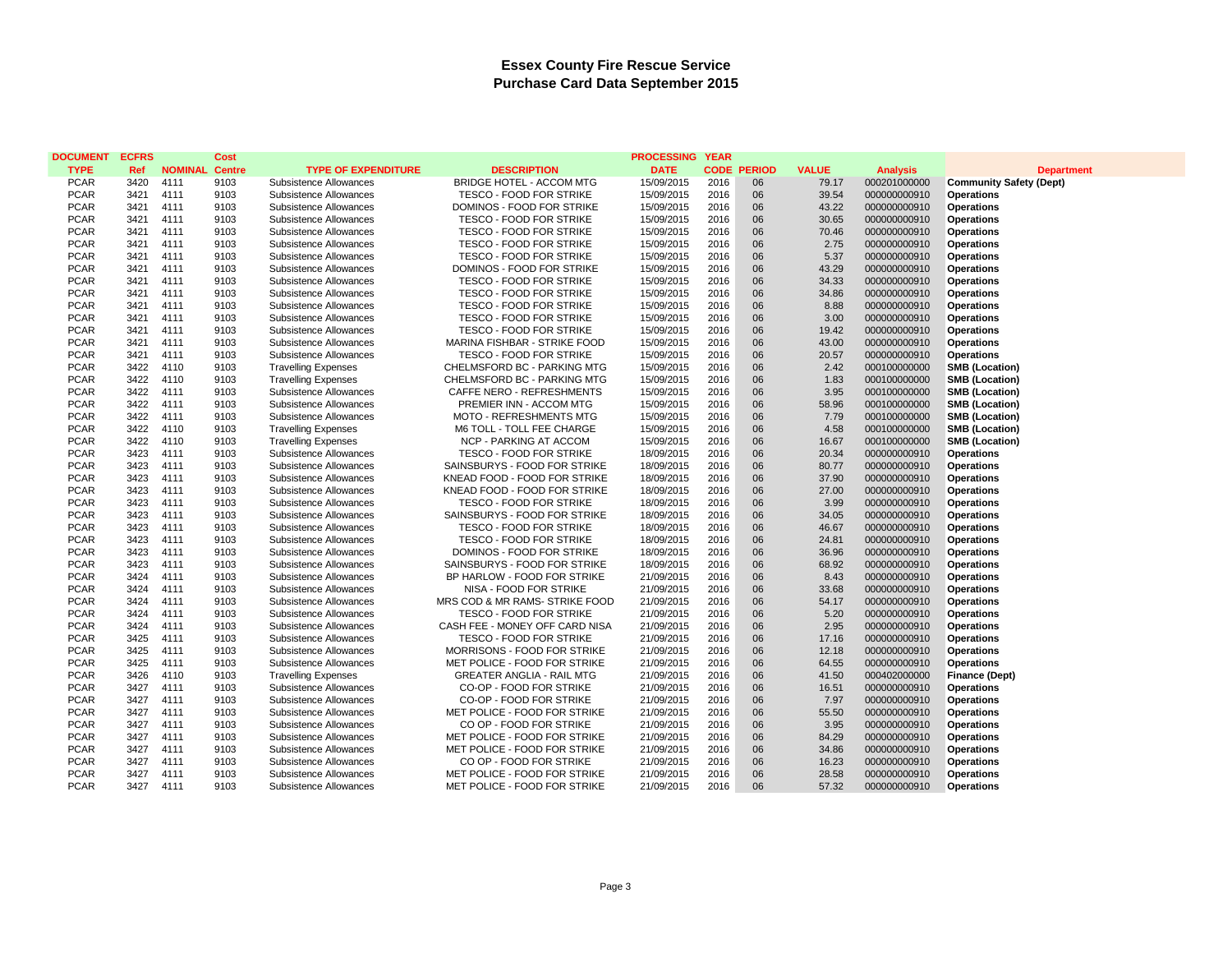# Essex County Fire Rescue Service
## Purchase Card Data September 2015

| DOCUMENT TYPE | ECFRS Ref | NOMINAL | Cost Centre | TYPE OF EXPENDITURE | DESCRIPTION | PROCESSING DATE | YEAR CODE | PERIOD | VALUE | Analysis | Department |
|---|---|---|---|---|---|---|---|---|---|---|---|
| PCAR | 3420 | 4111 | 9103 | Subsistence Allowances | BRIDGE HOTEL - ACCOM MTG | 15/09/2015 | 2016 | 06 | 79.17 | 000201000000 | **Community Safety (Dept)** |
| PCAR | 3421 | 4111 | 9103 | Subsistence Allowances | TESCO - FOOD FOR STRIKE | 15/09/2015 | 2016 | 06 | 39.54 | 000000000910 | **Operations** |
| PCAR | 3421 | 4111 | 9103 | Subsistence Allowances | DOMINOS - FOOD FOR STRIKE | 15/09/2015 | 2016 | 06 | 43.22 | 000000000910 | **Operations** |
| PCAR | 3421 | 4111 | 9103 | Subsistence Allowances | TESCO - FOOD FOR STRIKE | 15/09/2015 | 2016 | 06 | 30.65 | 000000000910 | **Operations** |
| PCAR | 3421 | 4111 | 9103 | Subsistence Allowances | TESCO - FOOD FOR STRIKE | 15/09/2015 | 2016 | 06 | 70.46 | 000000000910 | **Operations** |
| PCAR | 3421 | 4111 | 9103 | Subsistence Allowances | TESCO - FOOD FOR STRIKE | 15/09/2015 | 2016 | 06 | 2.75 | 000000000910 | **Operations** |
| PCAR | 3421 | 4111 | 9103 | Subsistence Allowances | TESCO - FOOD FOR STRIKE | 15/09/2015 | 2016 | 06 | 5.37 | 000000000910 | **Operations** |
| PCAR | 3421 | 4111 | 9103 | Subsistence Allowances | DOMINOS - FOOD FOR STRIKE | 15/09/2015 | 2016 | 06 | 43.29 | 000000000910 | **Operations** |
| PCAR | 3421 | 4111 | 9103 | Subsistence Allowances | TESCO - FOOD FOR STRIKE | 15/09/2015 | 2016 | 06 | 34.33 | 000000000910 | **Operations** |
| PCAR | 3421 | 4111 | 9103 | Subsistence Allowances | TESCO - FOOD FOR STRIKE | 15/09/2015 | 2016 | 06 | 34.86 | 000000000910 | **Operations** |
| PCAR | 3421 | 4111 | 9103 | Subsistence Allowances | TESCO - FOOD FOR STRIKE | 15/09/2015 | 2016 | 06 | 8.88 | 000000000910 | **Operations** |
| PCAR | 3421 | 4111 | 9103 | Subsistence Allowances | TESCO - FOOD FOR STRIKE | 15/09/2015 | 2016 | 06 | 3.00 | 000000000910 | **Operations** |
| PCAR | 3421 | 4111 | 9103 | Subsistence Allowances | TESCO - FOOD FOR STRIKE | 15/09/2015 | 2016 | 06 | 19.42 | 000000000910 | **Operations** |
| PCAR | 3421 | 4111 | 9103 | Subsistence Allowances | MARINA FISHBAR - STRIKE FOOD | 15/09/2015 | 2016 | 06 | 43.00 | 000000000910 | **Operations** |
| PCAR | 3421 | 4111 | 9103 | Subsistence Allowances | TESCO - FOOD FOR STRIKE | 15/09/2015 | 2016 | 06 | 20.57 | 000000000910 | **Operations** |
| PCAR | 3422 | 4110 | 9103 | Travelling Expenses | CHELMSFORD BC - PARKING MTG | 15/09/2015 | 2016 | 06 | 2.42 | 000100000000 | **SMB (Location)** |
| PCAR | 3422 | 4110 | 9103 | Travelling Expenses | CHELMSFORD BC - PARKING MTG | 15/09/2015 | 2016 | 06 | 1.83 | 000100000000 | **SMB (Location)** |
| PCAR | 3422 | 4111 | 9103 | Subsistence Allowances | CAFFE NERO - REFRESHMENTS | 15/09/2015 | 2016 | 06 | 3.95 | 000100000000 | **SMB (Location)** |
| PCAR | 3422 | 4111 | 9103 | Subsistence Allowances | PREMIER INN - ACCOM MTG | 15/09/2015 | 2016 | 06 | 58.96 | 000100000000 | **SMB (Location)** |
| PCAR | 3422 | 4111 | 9103 | Subsistence Allowances | MOTO - REFRESHMENTS MTG | 15/09/2015 | 2016 | 06 | 7.79 | 000100000000 | **SMB (Location)** |
| PCAR | 3422 | 4110 | 9103 | Travelling Expenses | M6 TOLL - TOLL FEE CHARGE | 15/09/2015 | 2016 | 06 | 4.58 | 000100000000 | **SMB (Location)** |
| PCAR | 3422 | 4110 | 9103 | Travelling Expenses | NCP - PARKING AT ACCOM | 15/09/2015 | 2016 | 06 | 16.67 | 000100000000 | **SMB (Location)** |
| PCAR | 3423 | 4111 | 9103 | Subsistence Allowances | TESCO - FOOD FOR STRIKE | 18/09/2015 | 2016 | 06 | 20.34 | 000000000910 | **Operations** |
| PCAR | 3423 | 4111 | 9103 | Subsistence Allowances | SAINSBURYS - FOOD FOR STRIKE | 18/09/2015 | 2016 | 06 | 80.77 | 000000000910 | **Operations** |
| PCAR | 3423 | 4111 | 9103 | Subsistence Allowances | KNEAD FOOD - FOOD FOR STRIKE | 18/09/2015 | 2016 | 06 | 37.90 | 000000000910 | **Operations** |
| PCAR | 3423 | 4111 | 9103 | Subsistence Allowances | KNEAD FOOD - FOOD FOR STRIKE | 18/09/2015 | 2016 | 06 | 27.00 | 000000000910 | **Operations** |
| PCAR | 3423 | 4111 | 9103 | Subsistence Allowances | TESCO - FOOD FOR STRIKE | 18/09/2015 | 2016 | 06 | 3.99 | 000000000910 | **Operations** |
| PCAR | 3423 | 4111 | 9103 | Subsistence Allowances | SAINSBURYS - FOOD FOR STRIKE | 18/09/2015 | 2016 | 06 | 34.05 | 000000000910 | **Operations** |
| PCAR | 3423 | 4111 | 9103 | Subsistence Allowances | TESCO - FOOD FOR STRIKE | 18/09/2015 | 2016 | 06 | 46.67 | 000000000910 | **Operations** |
| PCAR | 3423 | 4111 | 9103 | Subsistence Allowances | TESCO - FOOD FOR STRIKE | 18/09/2015 | 2016 | 06 | 24.81 | 000000000910 | **Operations** |
| PCAR | 3423 | 4111 | 9103 | Subsistence Allowances | DOMINOS - FOOD FOR STRIKE | 18/09/2015 | 2016 | 06 | 36.96 | 000000000910 | **Operations** |
| PCAR | 3423 | 4111 | 9103 | Subsistence Allowances | SAINSBURYS - FOOD FOR STRIKE | 18/09/2015 | 2016 | 06 | 68.92 | 000000000910 | **Operations** |
| PCAR | 3424 | 4111 | 9103 | Subsistence Allowances | BP HARLOW - FOOD FOR STRIKE | 21/09/2015 | 2016 | 06 | 8.43 | 000000000910 | **Operations** |
| PCAR | 3424 | 4111 | 9103 | Subsistence Allowances | NISA - FOOD FOR STRIKE | 21/09/2015 | 2016 | 06 | 33.68 | 000000000910 | **Operations** |
| PCAR | 3424 | 4111 | 9103 | Subsistence Allowances | MRS COD & MR RAMS- STRIKE FOOD | 21/09/2015 | 2016 | 06 | 54.17 | 000000000910 | **Operations** |
| PCAR | 3424 | 4111 | 9103 | Subsistence Allowances | TESCO - FOOD FOR STRIKE | 21/09/2015 | 2016 | 06 | 5.20 | 000000000910 | **Operations** |
| PCAR | 3424 | 4111 | 9103 | Subsistence Allowances | CASH FEE - MONEY OFF CARD NISA | 21/09/2015 | 2016 | 06 | 2.95 | 000000000910 | **Operations** |
| PCAR | 3425 | 4111 | 9103 | Subsistence Allowances | TESCO - FOOD FOR STRIKE | 21/09/2015 | 2016 | 06 | 17.16 | 000000000910 | **Operations** |
| PCAR | 3425 | 4111 | 9103 | Subsistence Allowances | MORRISONS - FOOD FOR STRIKE | 21/09/2015 | 2016 | 06 | 12.18 | 000000000910 | **Operations** |
| PCAR | 3425 | 4111 | 9103 | Subsistence Allowances | MET POLICE - FOOD FOR STRIKE | 21/09/2015 | 2016 | 06 | 64.55 | 000000000910 | **Operations** |
| PCAR | 3426 | 4110 | 9103 | Travelling Expenses | GREATER ANGLIA - RAIL MTG | 21/09/2015 | 2016 | 06 | 41.50 | 000402000000 | **Finance (Dept)** |
| PCAR | 3427 | 4111 | 9103 | Subsistence Allowances | CO-OP - FOOD FOR STRIKE | 21/09/2015 | 2016 | 06 | 16.51 | 000000000910 | **Operations** |
| PCAR | 3427 | 4111 | 9103 | Subsistence Allowances | CO-OP - FOOD FOR STRIKE | 21/09/2015 | 2016 | 06 | 7.97 | 000000000910 | **Operations** |
| PCAR | 3427 | 4111 | 9103 | Subsistence Allowances | MET POLICE - FOOD FOR STRIKE | 21/09/2015 | 2016 | 06 | 55.50 | 000000000910 | **Operations** |
| PCAR | 3427 | 4111 | 9103 | Subsistence Allowances | CO OP - FOOD FOR STRIKE | 21/09/2015 | 2016 | 06 | 3.95 | 000000000910 | **Operations** |
| PCAR | 3427 | 4111 | 9103 | Subsistence Allowances | MET POLICE - FOOD FOR STRIKE | 21/09/2015 | 2016 | 06 | 84.29 | 000000000910 | **Operations** |
| PCAR | 3427 | 4111 | 9103 | Subsistence Allowances | MET POLICE - FOOD FOR STRIKE | 21/09/2015 | 2016 | 06 | 34.86 | 000000000910 | **Operations** |
| PCAR | 3427 | 4111 | 9103 | Subsistence Allowances | CO OP - FOOD FOR STRIKE | 21/09/2015 | 2016 | 06 | 16.23 | 000000000910 | **Operations** |
| PCAR | 3427 | 4111 | 9103 | Subsistence Allowances | MET POLICE - FOOD FOR STRIKE | 21/09/2015 | 2016 | 06 | 28.58 | 000000000910 | **Operations** |
| PCAR | 3427 | 4111 | 9103 | Subsistence Allowances | MET POLICE - FOOD FOR STRIKE | 21/09/2015 | 2016 | 06 | 57.32 | 000000000910 | **Operations** |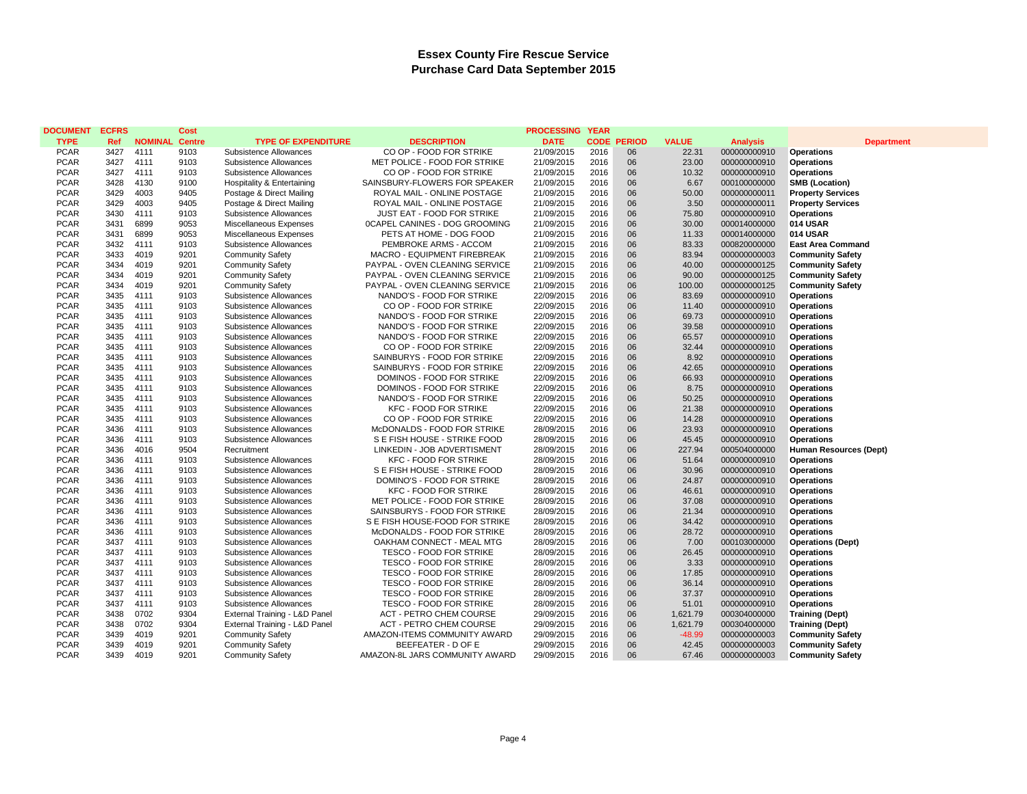# Essex County Fire Rescue Service
## Purchase Card Data September 2015

| DOCUMENT TYPE | ECFRS Ref | NOMINAL | Cost Centre | TYPE OF EXPENDITURE | DESCRIPTION | PROCESSING DATE | YEAR CODE | PERIOD | VALUE | Analysis | Department |
|---|---|---|---|---|---|---|---|---|---|---|---|
| PCAR | 3427 | 4111 | 9103 | Subsistence Allowances | CO OP - FOOD FOR STRIKE | 21/09/2015 | 2016 | 06 | 22.31 | 000000000910 | **Operations** |
| PCAR | 3427 | 4111 | 9103 | Subsistence Allowances | MET POLICE - FOOD FOR STRIKE | 21/09/2015 | 2016 | 06 | 23.00 | 000000000910 | **Operations** |
| PCAR | 3427 | 4111 | 9103 | Subsistence Allowances | CO OP - FOOD FOR STRIKE | 21/09/2015 | 2016 | 06 | 10.32 | 000000000910 | **Operations** |
| PCAR | 3428 | 4130 | 9100 | Hospitality & Entertaining | SAINSBURY-FLOWERS FOR SPEAKER | 21/09/2015 | 2016 | 06 | 6.67 | 000100000000 | **SMB (Location)** |
| PCAR | 3429 | 4003 | 9405 | Postage & Direct Mailing | ROYAL MAIL - ONLINE POSTAGE | 21/09/2015 | 2016 | 06 | 50.00 | 000000000011 | **Property Services** |
| PCAR | 3429 | 4003 | 9405 | Postage & Direct Mailing | ROYAL MAIL - ONLINE POSTAGE | 21/09/2015 | 2016 | 06 | 3.50 | 000000000011 | **Property Services** |
| PCAR | 3430 | 4111 | 9103 | Subsistence Allowances | JUST EAT - FOOD FOR STRIKE | 21/09/2015 | 2016 | 06 | 75.80 | 000000000910 | **Operations** |
| PCAR | 3431 | 6899 | 9053 | Miscellaneous Expenses | 0CAPEL CANINES - DOG GROOMING | 21/09/2015 | 2016 | 06 | 30.00 | 000014000000 | **014 USAR** |
| PCAR | 3431 | 6899 | 9053 | Miscellaneous Expenses | PETS AT HOME - DOG FOOD | 21/09/2015 | 2016 | 06 | 11.33 | 000014000000 | **014 USAR** |
| PCAR | 3432 | 4111 | 9103 | Subsistence Allowances | PEMBROKE ARMS - ACCOM | 21/09/2015 | 2016 | 06 | 83.33 | 000820000000 | **East Area Command** |
| PCAR | 3433 | 4019 | 9201 | Community Safety | MACRO - EQUIPMENT FIREBREAK | 21/09/2015 | 2016 | 06 | 83.94 | 000000000003 | **Community Safety** |
| PCAR | 3434 | 4019 | 9201 | Community Safety | PAYPAL - OVEN CLEANING SERVICE | 21/09/2015 | 2016 | 06 | 40.00 | 000000000125 | **Community Safety** |
| PCAR | 3434 | 4019 | 9201 | Community Safety | PAYPAL - OVEN CLEANING SERVICE | 21/09/2015 | 2016 | 06 | 90.00 | 000000000125 | **Community Safety** |
| PCAR | 3434 | 4019 | 9201 | Community Safety | PAYPAL - OVEN CLEANING SERVICE | 21/09/2015 | 2016 | 06 | 100.00 | 000000000125 | **Community Safety** |
| PCAR | 3435 | 4111 | 9103 | Subsistence Allowances | NANDO'S - FOOD FOR STRIKE | 22/09/2015 | 2016 | 06 | 83.69 | 000000000910 | **Operations** |
| PCAR | 3435 | 4111 | 9103 | Subsistence Allowances | CO OP - FOOD FOR STRIKE | 22/09/2015 | 2016 | 06 | 11.40 | 000000000910 | **Operations** |
| PCAR | 3435 | 4111 | 9103 | Subsistence Allowances | NANDO'S - FOOD FOR STRIKE | 22/09/2015 | 2016 | 06 | 69.73 | 000000000910 | **Operations** |
| PCAR | 3435 | 4111 | 9103 | Subsistence Allowances | NANDO'S - FOOD FOR STRIKE | 22/09/2015 | 2016 | 06 | 39.58 | 000000000910 | **Operations** |
| PCAR | 3435 | 4111 | 9103 | Subsistence Allowances | NANDO'S - FOOD FOR STRIKE | 22/09/2015 | 2016 | 06 | 65.57 | 000000000910 | **Operations** |
| PCAR | 3435 | 4111 | 9103 | Subsistence Allowances | CO OP - FOOD FOR STRIKE | 22/09/2015 | 2016 | 06 | 32.44 | 000000000910 | **Operations** |
| PCAR | 3435 | 4111 | 9103 | Subsistence Allowances | SAINBURYS - FOOD FOR STRIKE | 22/09/2015 | 2016 | 06 | 8.92 | 000000000910 | **Operations** |
| PCAR | 3435 | 4111 | 9103 | Subsistence Allowances | SAINBURYS - FOOD FOR STRIKE | 22/09/2015 | 2016 | 06 | 42.65 | 000000000910 | **Operations** |
| PCAR | 3435 | 4111 | 9103 | Subsistence Allowances | DOMINOS - FOOD FOR STRIKE | 22/09/2015 | 2016 | 06 | 66.93 | 000000000910 | **Operations** |
| PCAR | 3435 | 4111 | 9103 | Subsistence Allowances | DOMINOS - FOOD FOR STRIKE | 22/09/2015 | 2016 | 06 | 8.75 | 000000000910 | **Operations** |
| PCAR | 3435 | 4111 | 9103 | Subsistence Allowances | NANDO'S - FOOD FOR STRIKE | 22/09/2015 | 2016 | 06 | 50.25 | 000000000910 | **Operations** |
| PCAR | 3435 | 4111 | 9103 | Subsistence Allowances | KFC - FOOD FOR STRIKE | 22/09/2015 | 2016 | 06 | 21.38 | 000000000910 | **Operations** |
| PCAR | 3435 | 4111 | 9103 | Subsistence Allowances | CO OP - FOOD FOR STRIKE | 22/09/2015 | 2016 | 06 | 14.28 | 000000000910 | **Operations** |
| PCAR | 3436 | 4111 | 9103 | Subsistence Allowances | McDONALDS - FOOD FOR STRIKE | 28/09/2015 | 2016 | 06 | 23.93 | 000000000910 | **Operations** |
| PCAR | 3436 | 4111 | 9103 | Subsistence Allowances | S E FISH HOUSE - STRIKE FOOD | 28/09/2015 | 2016 | 06 | 45.45 | 000000000910 | **Operations** |
| PCAR | 3436 | 4016 | 9504 | Recruitment | LINKEDIN - JOB ADVERTISMENT | 28/09/2015 | 2016 | 06 | 227.94 | 000504000000 | **Human Resources (Dept)** |
| PCAR | 3436 | 4111 | 9103 | Subsistence Allowances | KFC - FOOD FOR STRIKE | 28/09/2015 | 2016 | 06 | 51.64 | 000000000910 | **Operations** |
| PCAR | 3436 | 4111 | 9103 | Subsistence Allowances | S E FISH HOUSE - STRIKE FOOD | 28/09/2015 | 2016 | 06 | 30.96 | 000000000910 | **Operations** |
| PCAR | 3436 | 4111 | 9103 | Subsistence Allowances | DOMINO'S - FOOD FOR STRIKE | 28/09/2015 | 2016 | 06 | 24.87 | 000000000910 | **Operations** |
| PCAR | 3436 | 4111 | 9103 | Subsistence Allowances | KFC - FOOD FOR STRIKE | 28/09/2015 | 2016 | 06 | 46.61 | 000000000910 | **Operations** |
| PCAR | 3436 | 4111 | 9103 | Subsistence Allowances | MET POLICE - FOOD FOR STRIKE | 28/09/2015 | 2016 | 06 | 37.08 | 000000000910 | **Operations** |
| PCAR | 3436 | 4111 | 9103 | Subsistence Allowances | SAINSBURYS - FOOD FOR STRIKE | 28/09/2015 | 2016 | 06 | 21.34 | 000000000910 | **Operations** |
| PCAR | 3436 | 4111 | 9103 | Subsistence Allowances | S E FISH HOUSE-FOOD FOR STRIKE | 28/09/2015 | 2016 | 06 | 34.42 | 000000000910 | **Operations** |
| PCAR | 3436 | 4111 | 9103 | Subsistence Allowances | McDONALDS - FOOD FOR STRIKE | 28/09/2015 | 2016 | 06 | 28.72 | 000000000910 | **Operations** |
| PCAR | 3437 | 4111 | 9103 | Subsistence Allowances | OAKHAM CONNECT - MEAL MTG | 28/09/2015 | 2016 | 06 | 7.00 | 000103000000 | **Operations (Dept)** |
| PCAR | 3437 | 4111 | 9103 | Subsistence Allowances | TESCO - FOOD FOR STRIKE | 28/09/2015 | 2016 | 06 | 26.45 | 000000000910 | **Operations** |
| PCAR | 3437 | 4111 | 9103 | Subsistence Allowances | TESCO - FOOD FOR STRIKE | 28/09/2015 | 2016 | 06 | 3.33 | 000000000910 | **Operations** |
| PCAR | 3437 | 4111 | 9103 | Subsistence Allowances | TESCO - FOOD FOR STRIKE | 28/09/2015 | 2016 | 06 | 17.85 | 000000000910 | **Operations** |
| PCAR | 3437 | 4111 | 9103 | Subsistence Allowances | TESCO - FOOD FOR STRIKE | 28/09/2015 | 2016 | 06 | 36.14 | 000000000910 | **Operations** |
| PCAR | 3437 | 4111 | 9103 | Subsistence Allowances | TESCO - FOOD FOR STRIKE | 28/09/2015 | 2016 | 06 | 37.37 | 000000000910 | **Operations** |
| PCAR | 3437 | 4111 | 9103 | Subsistence Allowances | TESCO - FOOD FOR STRIKE | 28/09/2015 | 2016 | 06 | 51.01 | 000000000910 | **Operations** |
| PCAR | 3438 | 0702 | 9304 | External Training - L&D Panel | ACT - PETRO CHEM COURSE | 29/09/2015 | 2016 | 06 | 1,621.79 | 000304000000 | **Training (Dept)** |
| PCAR | 3438 | 0702 | 9304 | External Training - L&D Panel | ACT - PETRO CHEM COURSE | 29/09/2015 | 2016 | 06 | 1,621.79 | 000304000000 | **Training (Dept)** |
| PCAR | 3439 | 4019 | 9201 | Community Safety | AMAZON-ITEMS COMMUNITY AWARD | 29/09/2015 | 2016 | 06 | -48.99 | 000000000003 | **Community Safety** |
| PCAR | 3439 | 4019 | 9201 | Community Safety | BEEFEATER - D OF E | 29/09/2015 | 2016 | 06 | 42.45 | 000000000003 | **Community Safety** |
| PCAR | 3439 | 4019 | 9201 | Community Safety | AMAZON-8L JARS COMMUNITY AWARD | 29/09/2015 | 2016 | 06 | 67.46 | 000000000003 | **Community Safety** |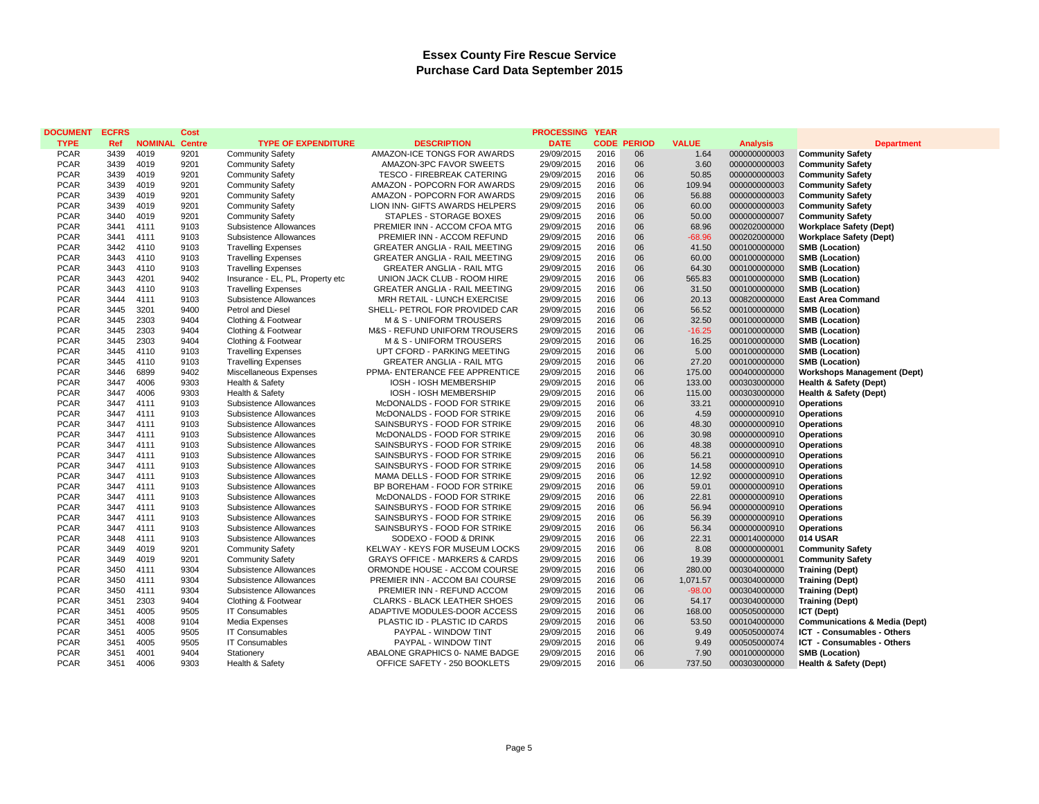# Essex County Fire Rescue Service

## Purchase Card Data September 2015

| DOCUMENT TYPE | ECFRS Ref | NOMINAL | Cost Centre | TYPE OF EXPENDITURE | DESCRIPTION | PROCESSING DATE | YEAR CODE | PERIOD | VALUE | Analysis | Department |
|---|---|---|---|---|---|---|---|---|---|---|---|
| PCAR | 3439 | 4019 | 9201 | Community Safety | AMAZON-ICE TONGS FOR AWARDS | 29/09/2015 | 2016 | 06 | 1.64 | 000000000003 | **Community Safety** |
| PCAR | 3439 | 4019 | 9201 | Community Safety | AMAZON-3PC FAVOR SWEETS | 29/09/2015 | 2016 | 06 | 3.60 | 000000000003 | **Community Safety** |
| PCAR | 3439 | 4019 | 9201 | Community Safety | TESCO - FIREBREAK CATERING | 29/09/2015 | 2016 | 06 | 50.85 | 000000000003 | **Community Safety** |
| PCAR | 3439 | 4019 | 9201 | Community Safety | AMAZON - POPCORN FOR AWARDS | 29/09/2015 | 2016 | 06 | 109.94 | 000000000003 | **Community Safety** |
| PCAR | 3439 | 4019 | 9201 | Community Safety | AMAZON - POPCORN FOR AWARDS | 29/09/2015 | 2016 | 06 | 56.88 | 000000000003 | **Community Safety** |
| PCAR | 3439 | 4019 | 9201 | Community Safety | LION INN- GIFTS AWARDS HELPERS | 29/09/2015 | 2016 | 06 | 60.00 | 000000000003 | **Community Safety** |
| PCAR | 3440 | 4019 | 9201 | Community Safety | STAPLES - STORAGE BOXES | 29/09/2015 | 2016 | 06 | 50.00 | 000000000007 | **Community Safety** |
| PCAR | 3441 | 4111 | 9103 | Subsistence Allowances | PREMIER INN - ACCOM CFOA MTG | 29/09/2015 | 2016 | 06 | 68.96 | 000202000000 | **Workplace Safety (Dept)** |
| PCAR | 3441 | 4111 | 9103 | Subsistence Allowances | PREMIER INN - ACCOM REFUND | 29/09/2015 | 2016 | 06 | -68.96 | 000202000000 | **Workplace Safety (Dept)** |
| PCAR | 3442 | 4110 | 9103 | Travelling Expenses | GREATER ANGLIA - RAIL MEETING | 29/09/2015 | 2016 | 06 | 41.50 | 000100000000 | **SMB (Location)** |
| PCAR | 3443 | 4110 | 9103 | Travelling Expenses | GREATER ANGLIA - RAIL MEETING | 29/09/2015 | 2016 | 06 | 60.00 | 000100000000 | **SMB (Location)** |
| PCAR | 3443 | 4110 | 9103 | Travelling Expenses | GREATER ANGLIA - RAIL MTG | 29/09/2015 | 2016 | 06 | 64.30 | 000100000000 | **SMB (Location)** |
| PCAR | 3443 | 4201 | 9402 | Insurance - EL, PL, Property etc | UNION JACK CLUB - ROOM HIRE | 29/09/2015 | 2016 | 06 | 565.83 | 000100000000 | **SMB (Location)** |
| PCAR | 3443 | 4110 | 9103 | Travelling Expenses | GREATER ANGLIA - RAIL MEETING | 29/09/2015 | 2016 | 06 | 31.50 | 000100000000 | **SMB (Location)** |
| PCAR | 3444 | 4111 | 9103 | Subsistence Allowances | MRH RETAIL - LUNCH EXERCISE | 29/09/2015 | 2016 | 06 | 20.13 | 000820000000 | **East Area Command** |
| PCAR | 3445 | 3201 | 9400 | Petrol and Diesel | SHELL- PETROL FOR PROVIDED CAR | 29/09/2015 | 2016 | 06 | 56.52 | 000100000000 | **SMB (Location)** |
| PCAR | 3445 | 2303 | 9404 | Clothing & Footwear | M & S - UNIFORM TROUSERS | 29/09/2015 | 2016 | 06 | 32.50 | 000100000000 | **SMB (Location)** |
| PCAR | 3445 | 2303 | 9404 | Clothing & Footwear | M&S - REFUND UNIFORM TROUSERS | 29/09/2015 | 2016 | 06 | -16.25 | 000100000000 | **SMB (Location)** |
| PCAR | 3445 | 2303 | 9404 | Clothing & Footwear | M & S - UNIFORM TROUSERS | 29/09/2015 | 2016 | 06 | 16.25 | 000100000000 | **SMB (Location)** |
| PCAR | 3445 | 4110 | 9103 | Travelling Expenses | UPT CFORD - PARKING MEETING | 29/09/2015 | 2016 | 06 | 5.00 | 000100000000 | **SMB (Location)** |
| PCAR | 3445 | 4110 | 9103 | Travelling Expenses | GREATER ANGLIA - RAIL MTG | 29/09/2015 | 2016 | 06 | 27.20 | 000100000000 | **SMB (Location)** |
| PCAR | 3446 | 6899 | 9402 | Miscellaneous Expenses | PPMA- ENTERANCE FEE APPRENTICE | 29/09/2015 | 2016 | 06 | 175.00 | 000400000000 | **Workshops Management (Dept)** |
| PCAR | 3447 | 4006 | 9303 | Health & Safety | IOSH - IOSH MEMBERSHIP | 29/09/2015 | 2016 | 06 | 133.00 | 000303000000 | **Health & Safety (Dept)** |
| PCAR | 3447 | 4006 | 9303 | Health & Safety | IOSH - IOSH MEMBERSHIP | 29/09/2015 | 2016 | 06 | 115.00 | 000303000000 | **Health & Safety (Dept)** |
| PCAR | 3447 | 4111 | 9103 | Subsistence Allowances | McDONALDS - FOOD FOR STRIKE | 29/09/2015 | 2016 | 06 | 33.21 | 000000000910 | **Operations** |
| PCAR | 3447 | 4111 | 9103 | Subsistence Allowances | McDONALDS - FOOD FOR STRIKE | 29/09/2015 | 2016 | 06 | 4.59 | 000000000910 | **Operations** |
| PCAR | 3447 | 4111 | 9103 | Subsistence Allowances | SAINSBURYS - FOOD FOR STRIKE | 29/09/2015 | 2016 | 06 | 48.30 | 000000000910 | **Operations** |
| PCAR | 3447 | 4111 | 9103 | Subsistence Allowances | McDONALDS - FOOD FOR STRIKE | 29/09/2015 | 2016 | 06 | 30.98 | 000000000910 | **Operations** |
| PCAR | 3447 | 4111 | 9103 | Subsistence Allowances | SAINSBURYS - FOOD FOR STRIKE | 29/09/2015 | 2016 | 06 | 48.38 | 000000000910 | **Operations** |
| PCAR | 3447 | 4111 | 9103 | Subsistence Allowances | SAINSBURYS - FOOD FOR STRIKE | 29/09/2015 | 2016 | 06 | 56.21 | 000000000910 | **Operations** |
| PCAR | 3447 | 4111 | 9103 | Subsistence Allowances | SAINSBURYS - FOOD FOR STRIKE | 29/09/2015 | 2016 | 06 | 14.58 | 000000000910 | **Operations** |
| PCAR | 3447 | 4111 | 9103 | Subsistence Allowances | MAMA DELLS - FOOD FOR STRIKE | 29/09/2015 | 2016 | 06 | 12.92 | 000000000910 | **Operations** |
| PCAR | 3447 | 4111 | 9103 | Subsistence Allowances | BP BOREHAM - FOOD FOR STRIKE | 29/09/2015 | 2016 | 06 | 59.01 | 000000000910 | **Operations** |
| PCAR | 3447 | 4111 | 9103 | Subsistence Allowances | McDONALDS - FOOD FOR STRIKE | 29/09/2015 | 2016 | 06 | 22.81 | 000000000910 | **Operations** |
| PCAR | 3447 | 4111 | 9103 | Subsistence Allowances | SAINSBURYS - FOOD FOR STRIKE | 29/09/2015 | 2016 | 06 | 56.94 | 000000000910 | **Operations** |
| PCAR | 3447 | 4111 | 9103 | Subsistence Allowances | SAINSBURYS - FOOD FOR STRIKE | 29/09/2015 | 2016 | 06 | 56.39 | 000000000910 | **Operations** |
| PCAR | 3447 | 4111 | 9103 | Subsistence Allowances | SAINSBURYS - FOOD FOR STRIKE | 29/09/2015 | 2016 | 06 | 56.34 | 000000000910 | **Operations** |
| PCAR | 3448 | 4111 | 9103 | Subsistence Allowances | SODEXO - FOOD & DRINK | 29/09/2015 | 2016 | 06 | 22.31 | 000014000000 | **014 USAR** |
| PCAR | 3449 | 4019 | 9201 | Community Safety | KELWAY - KEYS FOR MUSEUM LOCKS | 29/09/2015 | 2016 | 06 | 8.08 | 000000000001 | **Community Safety** |
| PCAR | 3449 | 4019 | 9201 | Community Safety | GRAYS OFFICE - MARKERS & CARDS | 29/09/2015 | 2016 | 06 | 19.39 | 000000000001 | **Community Safety** |
| PCAR | 3450 | 4111 | 9304 | Subsistence Allowances | ORMONDE HOUSE - ACCOM COURSE | 29/09/2015 | 2016 | 06 | 280.00 | 000304000000 | **Training (Dept)** |
| PCAR | 3450 | 4111 | 9304 | Subsistence Allowances | PREMIER INN - ACCOM BAI COURSE | 29/09/2015 | 2016 | 06 | 1,071.57 | 000304000000 | **Training (Dept)** |
| PCAR | 3450 | 4111 | 9304 | Subsistence Allowances | PREMIER INN - REFUND ACCOM | 29/09/2015 | 2016 | 06 | -98.00 | 000304000000 | **Training (Dept)** |
| PCAR | 3451 | 2303 | 9404 | Clothing & Footwear | CLARKS - BLACK LEATHER SHOES | 29/09/2015 | 2016 | 06 | 54.17 | 000304000000 | **Training (Dept)** |
| PCAR | 3451 | 4005 | 9505 | IT Consumables | ADAPTIVE MODULES-DOOR ACCESS | 29/09/2015 | 2016 | 06 | 168.00 | 000505000000 | **ICT (Dept)** |
| PCAR | 3451 | 4008 | 9104 | Media Expenses | PLASTIC ID - PLASTIC ID CARDS | 29/09/2015 | 2016 | 06 | 53.50 | 000104000000 | **Communications & Media (Dept)** |
| PCAR | 3451 | 4005 | 9505 | IT Consumables | PAYPAL - WINDOW TINT | 29/09/2015 | 2016 | 06 | 9.49 | 000505000074 | **ICT - Consumables - Others** |
| PCAR | 3451 | 4005 | 9505 | IT Consumables | PAYPAL - WINDOW TINT | 29/09/2015 | 2016 | 06 | 9.49 | 000505000074 | **ICT - Consumables - Others** |
| PCAR | 3451 | 4001 | 9404 | Stationery | ABALONE GRAPHICS 0- NAME BADGE | 29/09/2015 | 2016 | 06 | 7.90 | 000100000000 | **SMB (Location)** |
| PCAR | 3451 | 4006 | 9303 | Health & Safety | OFFICE SAFETY - 250 BOOKLETS | 29/09/2015 | 2016 | 06 | 737.50 | 000303000000 | **Health & Safety (Dept)** |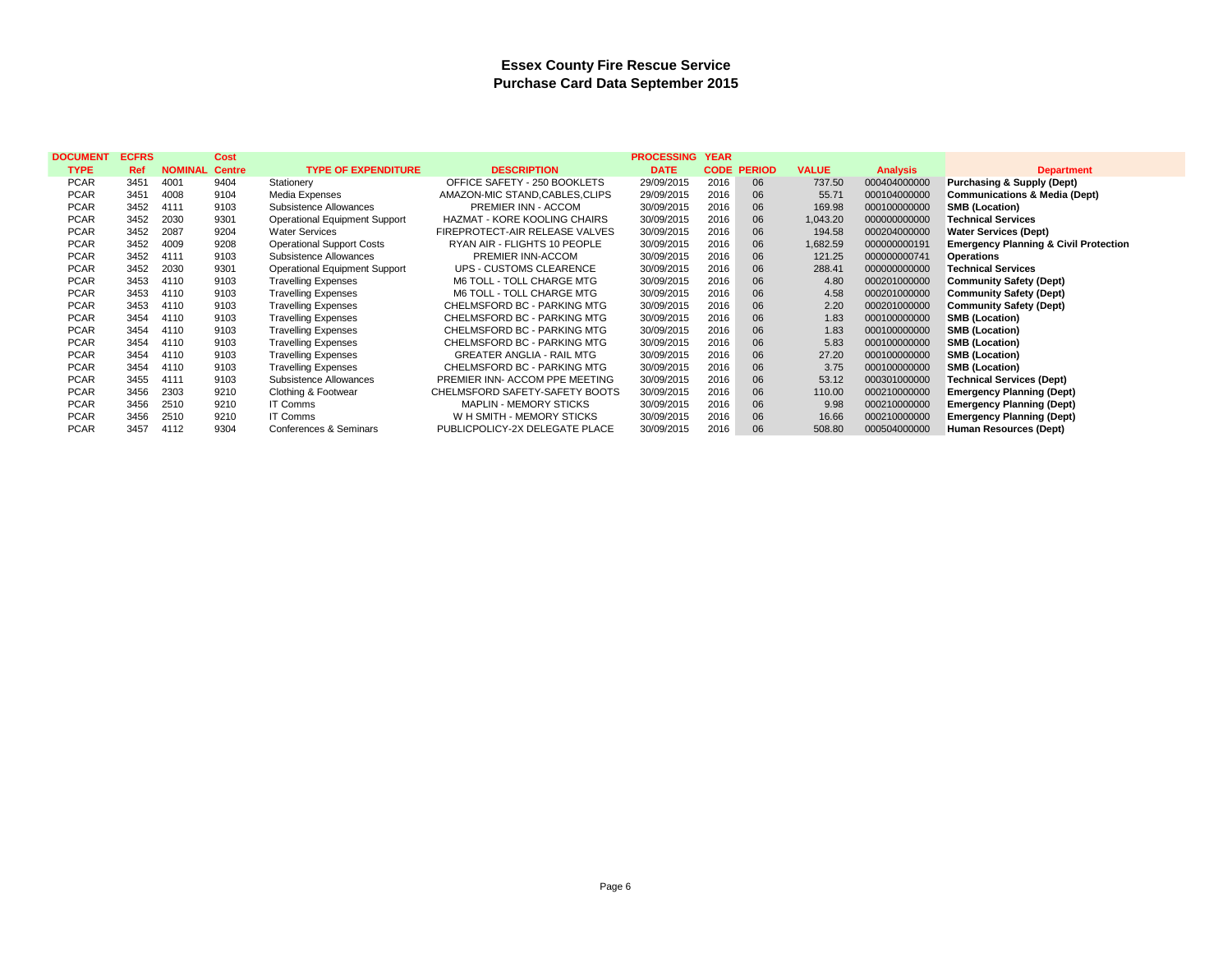# Essex County Fire Rescue Service
## Purchase Card Data September 2015

| DOCUMENT TYPE | ECFRS Ref | NOMINAL | Cost Centre | TYPE OF EXPENDITURE | DESCRIPTION | PROCESSING DATE | YEAR CODE | PERIOD | VALUE | Analysis | Department |
|---|---|---|---|---|---|---|---|---|---|---|---|
| PCAR | 3451 | 4001 | 9404 | Stationery | OFFICE SAFETY - 250 BOOKLETS | 29/09/2015 | 2016 | 06 | 737.50 | 000404000000 | **Purchasing & Supply (Dept)** |
| PCAR | 3451 | 4008 | 9104 | Media Expenses | AMAZON-MIC STAND,CABLES,CLIPS | 29/09/2015 | 2016 | 06 | 55.71 | 000104000000 | **Communications & Media (Dept)** |
| PCAR | 3452 | 4111 | 9103 | Subsistence Allowances | PREMIER INN - ACCOM | 30/09/2015 | 2016 | 06 | 169.98 | 000100000000 | **SMB (Location)** |
| PCAR | 3452 | 2030 | 9301 | Operational Equipment Support | HAZMAT - KORE KOOLING CHAIRS | 30/09/2015 | 2016 | 06 | 1,043.20 | 000000000000 | **Technical Services** |
| PCAR | 3452 | 2087 | 9204 | Water Services | FIREPROTECT-AIR RELEASE VALVES | 30/09/2015 | 2016 | 06 | 194.58 | 000204000000 | **Water Services (Dept)** |
| PCAR | 3452 | 4009 | 9208 | Operational Support Costs | RYAN AIR - FLIGHTS 10 PEOPLE | 30/09/2015 | 2016 | 06 | 1,682.59 | 000000000191 | **Emergency Planning & Civil Protection** |
| PCAR | 3452 | 4111 | 9103 | Subsistence Allowances | PREMIER INN-ACCOM | 30/09/2015 | 2016 | 06 | 121.25 | 000000000741 | **Operations** |
| PCAR | 3452 | 2030 | 9301 | Operational Equipment Support | UPS - CUSTOMS CLEARENCE | 30/09/2015 | 2016 | 06 | 288.41 | 000000000000 | **Technical Services** |
| PCAR | 3453 | 4110 | 9103 | Travelling Expenses | M6 TOLL - TOLL CHARGE MTG | 30/09/2015 | 2016 | 06 | 4.80 | 000201000000 | **Community Safety (Dept)** |
| PCAR | 3453 | 4110 | 9103 | Travelling Expenses | M6 TOLL - TOLL CHARGE MTG | 30/09/2015 | 2016 | 06 | 4.58 | 000201000000 | **Community Safety (Dept)** |
| PCAR | 3453 | 4110 | 9103 | Travelling Expenses | CHELMSFORD BC - PARKING MTG | 30/09/2015 | 2016 | 06 | 2.20 | 000201000000 | **Community Safety (Dept)** |
| PCAR | 3454 | 4110 | 9103 | Travelling Expenses | CHELMSFORD BC - PARKING MTG | 30/09/2015 | 2016 | 06 | 1.83 | 000100000000 | **SMB (Location)** |
| PCAR | 3454 | 4110 | 9103 | Travelling Expenses | CHELMSFORD BC - PARKING MTG | 30/09/2015 | 2016 | 06 | 1.83 | 000100000000 | **SMB (Location)** |
| PCAR | 3454 | 4110 | 9103 | Travelling Expenses | CHELMSFORD BC - PARKING MTG | 30/09/2015 | 2016 | 06 | 5.83 | 000100000000 | **SMB (Location)** |
| PCAR | 3454 | 4110 | 9103 | Travelling Expenses | GREATER ANGLIA - RAIL MTG | 30/09/2015 | 2016 | 06 | 27.20 | 000100000000 | **SMB (Location)** |
| PCAR | 3454 | 4110 | 9103 | Travelling Expenses | CHELMSFORD BC - PARKING MTG | 30/09/2015 | 2016 | 06 | 3.75 | 000100000000 | **SMB (Location)** |
| PCAR | 3455 | 4111 | 9103 | Subsistence Allowances | PREMIER INN- ACCOM PPE MEETING | 30/09/2015 | 2016 | 06 | 53.12 | 000301000000 | **Technical Services (Dept)** |
| PCAR | 3456 | 2303 | 9210 | Clothing & Footwear | CHELMSFORD SAFETY-SAFETY BOOTS | 30/09/2015 | 2016 | 06 | 110.00 | 000210000000 | **Emergency Planning (Dept)** |
| PCAR | 3456 | 2510 | 9210 | IT Comms | MAPLIN - MEMORY STICKS | 30/09/2015 | 2016 | 06 | 9.98 | 000210000000 | **Emergency Planning (Dept)** |
| PCAR | 3456 | 2510 | 9210 | IT Comms | W H SMITH - MEMORY STICKS | 30/09/2015 | 2016 | 06 | 16.66 | 000210000000 | **Emergency Planning (Dept)** |
| PCAR | 3457 | 4112 | 9304 | Conferences & Seminars | PUBLICPOLICY-2X DELEGATE PLACE | 30/09/2015 | 2016 | 06 | 508.80 | 000504000000 | **Human Resources (Dept)** |